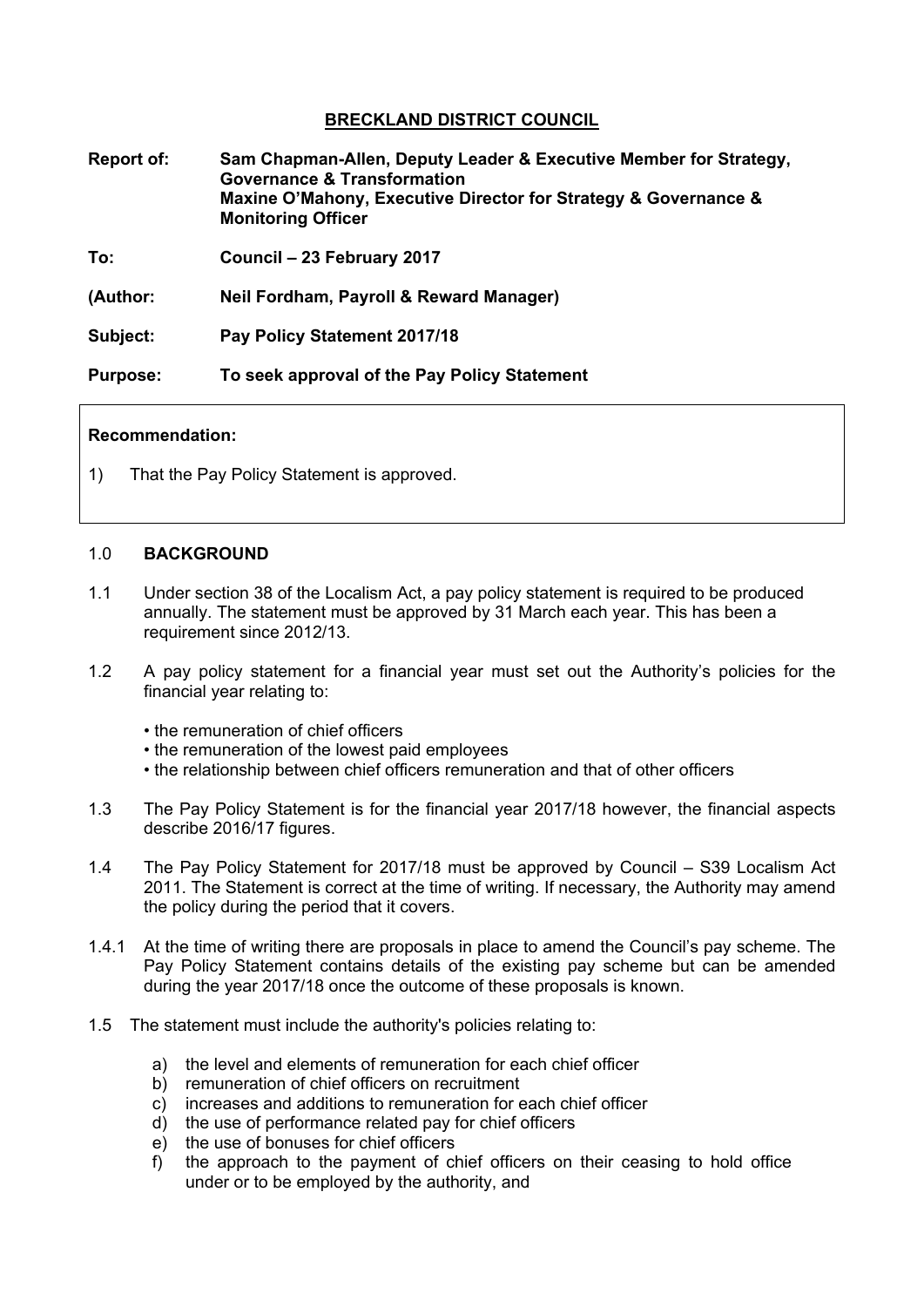# BRECKLAND DISTRICT COUNCIL

**Report of:** **Sam Chapman-Allen, Deputy Leader & Executive Member for Strategy, Governance & Transformation**
**Maxine O'Mahony, Executive Director for Strategy & Governance & Monitoring Officer**

**To:** **Council – 23 February 2017**

**(Author:** **Neil Fordham, Payroll & Reward Manager)**

**Subject:** **Pay Policy Statement 2017/18**

**Purpose:** **To seek approval of the Pay Policy Statement**

**Recommendation:**

1) That the Pay Policy Statement is approved.

## 1.0 BACKGROUND

1.1 Under section 38 of the Localism Act, a pay policy statement is required to be produced annually. The statement must be approved by 31 March each year. This has been a requirement since 2012/13.

1.2 A pay policy statement for a financial year must set out the Authority's policies for the financial year relating to:

- the remuneration of chief officers
- the remuneration of the lowest paid employees
- the relationship between chief officers remuneration and that of other officers

1.3 The Pay Policy Statement is for the financial year 2017/18 however, the financial aspects describe 2016/17 figures.

1.4 The Pay Policy Statement for 2017/18 must be approved by Council – S39 Localism Act 2011. The Statement is correct at the time of writing. If necessary, the Authority may amend the policy during the period that it covers.

1.4.1 At the time of writing there are proposals in place to amend the Council's pay scheme. The Pay Policy Statement contains details of the existing pay scheme but can be amended during the year 2017/18 once the outcome of these proposals is known.

1.5 The statement must include the authority's policies relating to:

a) the level and elements of remuneration for each chief officer
b) remuneration of chief officers on recruitment
c) increases and additions to remuneration for each chief officer
d) the use of performance related pay for chief officers
e) the use of bonuses for chief officers
f) the approach to the payment of chief officers on their ceasing to hold office under or to be employed by the authority, and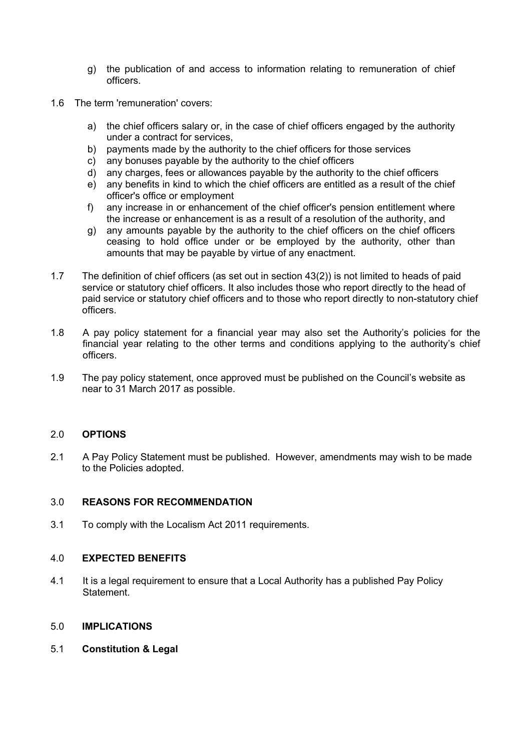g) the publication of and access to information relating to remuneration of chief officers.

1.6 The term 'remuneration' covers:

a) the chief officers salary or, in the case of chief officers engaged by the authority under a contract for services,
b) payments made by the authority to the chief officers for those services
c) any bonuses payable by the authority to the chief officers
d) any charges, fees or allowances payable by the authority to the chief officers
e) any benefits in kind to which the chief officers are entitled as a result of the chief officer's office or employment
f) any increase in or enhancement of the chief officer's pension entitlement where the increase or enhancement is as a result of a resolution of the authority, and
g) any amounts payable by the authority to the chief officers on the chief officers ceasing to hold office under or be employed by the authority, other than amounts that may be payable by virtue of any enactment.

1.7 The definition of chief officers (as set out in section 43(2)) is not limited to heads of paid service or statutory chief officers. It also includes those who report directly to the head of paid service or statutory chief officers and to those who report directly to non-statutory chief officers.

1.8 A pay policy statement for a financial year may also set the Authority's policies for the financial year relating to the other terms and conditions applying to the authority's chief officers.

1.9 The pay policy statement, once approved must be published on the Council's website as near to 31 March 2017 as possible.

## 2.0 OPTIONS

2.1 A Pay Policy Statement must be published. However, amendments may wish to be made to the Policies adopted.

## 3.0 REASONS FOR RECOMMENDATION

3.1 To comply with the Localism Act 2011 requirements.

## 4.0 EXPECTED BENEFITS

4.1 It is a legal requirement to ensure that a Local Authority has a published Pay Policy Statement.

## 5.0 IMPLICATIONS

### 5.1 Constitution & Legal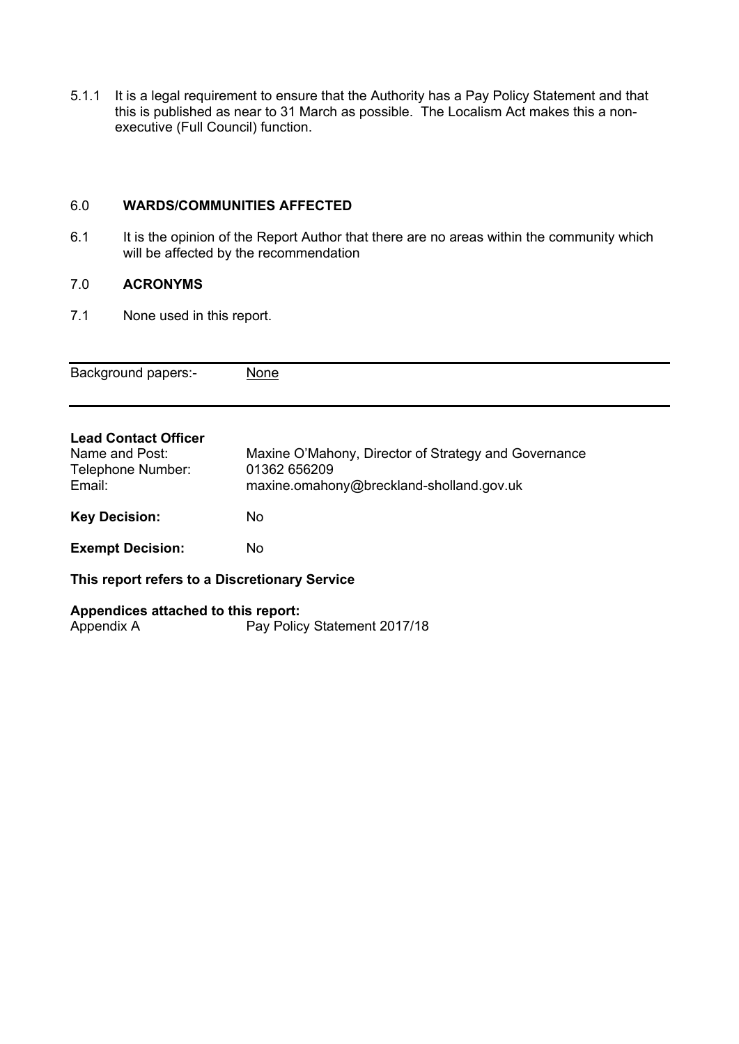5.1.1 It is a legal requirement to ensure that the Authority has a Pay Policy Statement and that this is published as near to 31 March as possible. The Localism Act makes this a non-executive (Full Council) function.

## 6.0 WARDS/COMMUNITIES AFFECTED

6.1 It is the opinion of the Report Author that there are no areas within the community which will be affected by the recommendation

## 7.0 ACRONYMS

7.1 None used in this report.

---

Background papers:- None

---

**Lead Contact Officer**

| | |
|---|---|
| Name and Post: | Maxine O'Mahony, Director of Strategy and Governance |
| Telephone Number: | 01362 656209 |
| Email: | maxine.omahony@breckland-sholland.gov.uk |

**Key Decision:** No

**Exempt Decision:** No

**This report refers to a Discretionary Service**

**Appendices attached to this report:**

Appendix A Pay Policy Statement 2017/18